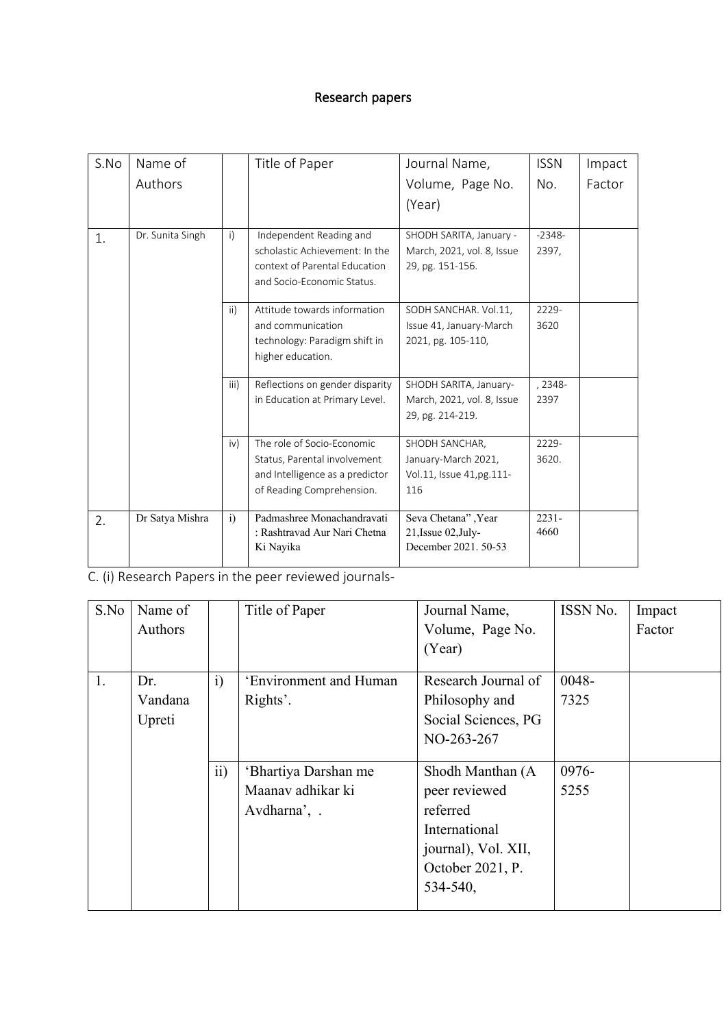## Research papers

| S.No | Name of Authors | | Title of Paper | Journal Name, Volume, Page No. (Year) | ISSN No. | Impact Factor |
|---|---|---|---|---|---|---|
| 1. | Dr. Sunita Singh | i) | Independent Reading and scholastic Achievement: In the context of Parental Education and Socio-Economic Status. | SHODH SARITA, January - March, 2021, vol. 8, Issue 29, pg. 151-156. | -2348-2397, | |
| | | ii) | Attitude towards information and communication technology: Paradigm shift in higher education. | SODH SANCHAR. Vol.11, Issue 41, January-March 2021, pg. 105-110, | 2229-3620 | |
| | | iii) | Reflections on gender disparity in Education at Primary Level. | SHODH SARITA, January-March, 2021, vol. 8, Issue 29, pg. 214-219. | , 2348-2397 | |
| | | iv) | The role of Socio-Economic Status, Parental involvement and Intelligence as a predictor of Reading Comprehension. | SHODH SANCHAR, January-March 2021, Vol.11, Issue 41,pg.111-116 | 2229-3620. | |
| 2. | Dr Satya Mishra | i) | Padmashree Monachandravati : Rashtravad Aur Nari Chetna Ki Nayika | Seva Chetana" ,Year 21,Issue 02,July-December 2021. 50-53 | 2231-4660 | |

C. (i) Research Papers in the peer reviewed journals-

| S.No | Name of Authors | | Title of Paper | Journal Name, Volume, Page No. (Year) | ISSN No. | Impact Factor |
|---|---|---|---|---|---|---|
| 1. | Dr. Vandana Upreti | i) | 'Environment and Human Rights'. | Research Journal of Philosophy and Social Sciences, PG NO-263-267 | 0048-7325 | |
| | | ii) | 'Bhartiya Darshan me Maanav adhikar ki Avdharna', . | Shodh Manthan (A peer reviewed referred International journal), Vol. XII, October 2021, P. 534-540, | 0976-5255 | |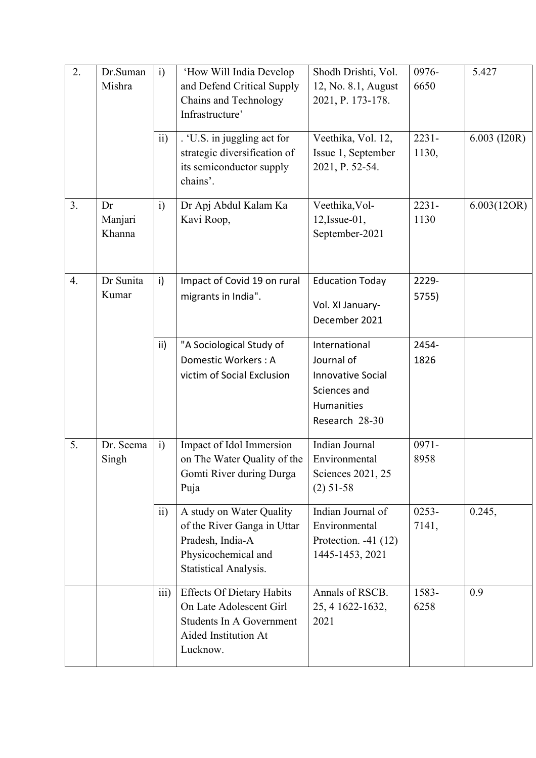| 2. | Dr.Suman Mishra | i) | 'How Will India Develop and Defend Critical Supply Chains and Technology Infrastructure' | Shodh Drishti, Vol. 12, No. 8.1, August 2021, P. 173-178. | 0976-6650 | 5.427 |
|---|---|---|---|---|---|---|
| | | ii) | . 'U.S. in juggling act for strategic diversification of its semiconductor supply chains'. | Veethika, Vol. 12, Issue 1, September 2021, P. 52-54. | 2231-1130, | 6.003 (I20R) |
| 3. | Dr Manjari Khanna | i) | Dr Apj Abdul Kalam Ka Kavi Roop, | Veethika,Vol-12,Issue-01, September-2021 | 2231-1130 | 6.003(12OR) |
| 4. | Dr Sunita Kumar | i) | Impact of Covid 19 on rural migrants in India". | Education Today Vol. XI January-December 2021 | 2229-5755) | |
| | | ii) | "A Sociological Study of Domestic Workers : A victim of Social Exclusion | International Journal of Innovative Social Sciences and Humanities Research 28-30 | 2454-1826 | |
| 5. | Dr. Seema Singh | i) | Impact of Idol Immersion on The Water Quality of the Gomti River during Durga Puja | Indian Journal Environmental Sciences 2021, 25 (2) 51-58 | 0971-8958 | |
| | | ii) | A study on Water Quality of the River Ganga in Uttar Pradesh, India-A Physicochemical and Statistical Analysis. | Indian Journal of Environmental Protection. -41 (12) 1445-1453, 2021 | 0253-7141, | 0.245, |
| | | iii) | Effects Of Dietary Habits On Late Adolescent Girl Students In A Government Aided Institution At Lucknow. | Annals of RSCB. 25, 4 1622-1632, 2021 | 1583-6258 | 0.9 |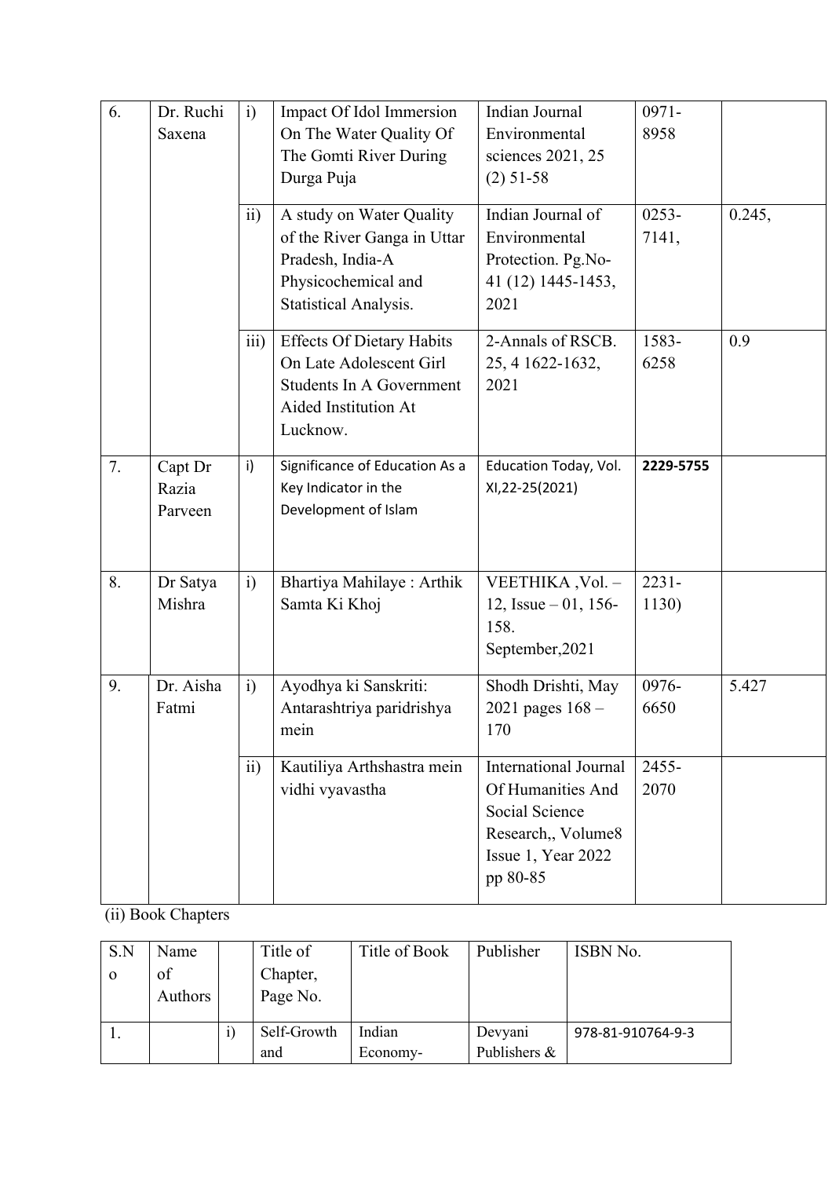| 6. | Dr. Ruchi Saxena | i) | Impact Of Idol Immersion On The Water Quality Of The Gomti River During Durga Puja | Indian Journal Environmental sciences 2021, 25 (2) 51-58 | 0971-8958 | |
|---|---|---|---|---|---|---|
| | | ii) | A study on Water Quality of the River Ganga in Uttar Pradesh, India-A Physicochemical and Statistical Analysis. | Indian Journal of Environmental Protection. Pg.No-41 (12) 1445-1453, 2021 | 0253-7141, | 0.245, |
| | | iii) | Effects Of Dietary Habits On Late Adolescent Girl Students In A Government Aided Institution At Lucknow. | 2-Annals of RSCB. 25, 4 1622-1632, 2021 | 1583-6258 | 0.9 |
| 7. | Capt Dr Razia Parveen | i) | Significance of Education As a Key Indicator in the Development of Islam | Education Today, Vol. XI,22-25(2021) | **2229-5755** | |
| 8. | Dr Satya Mishra | i) | Bhartiya Mahilaye : Arthik Samta Ki Khoj | VEETHIKA ,Vol. – 12, Issue – 01, 156-158. September,2021 | 2231-1130) | |
| 9. | Dr. Aisha Fatmi | i) | Ayodhya ki Sanskriti: Antarashtriya paridrishya mein | Shodh Drishti, May 2021 pages 168 – 170 | 0976-6650 | 5.427 |
| | | ii) | Kautiliya Arthshastra mein vidhi vyavastha | International Journal Of Humanities And Social Science Research,, Volume8 Issue 1, Year 2022 pp 80-85 | 2455-2070 | |

(ii) Book Chapters

| S.No | Name of Authors | | Title of Chapter, Page No. | Title of Book | Publisher | ISBN No. |
|---|---|---|---|---|---|---|
| 1. | | i) | Self-Growth and | Indian Economy- | Devyani Publishers & | 978-81-910764-9-3 |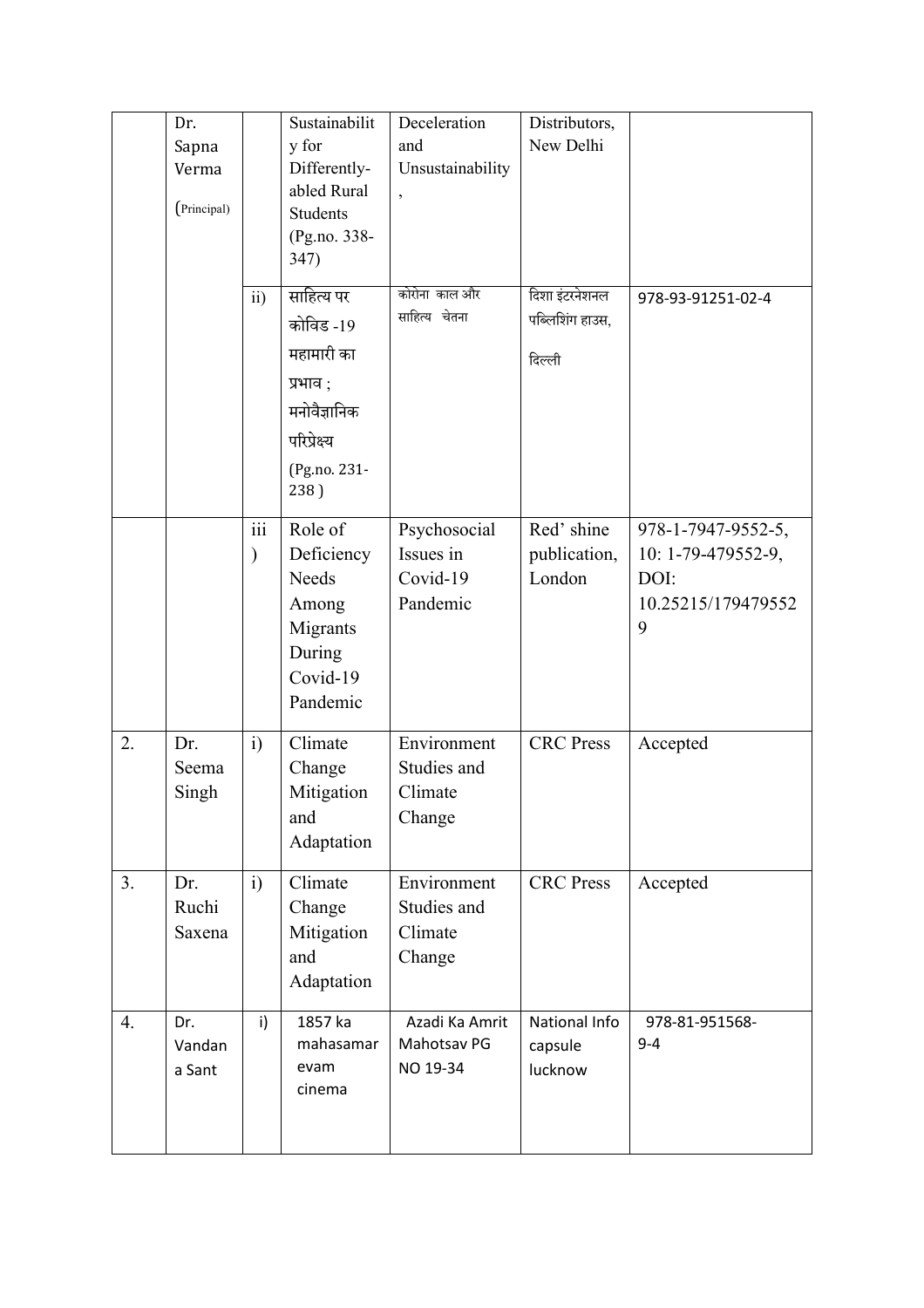| | | | | | | |
|---|---|---|---|---|---|---|
| | Dr. Sapna Verma (Principal) | | Sustainability for Differently-abled Rural Students (Pg.no. 338-347) | Deceleration and Unsustainability, | Distributors, New Delhi | |
| | | ii) | साहित्य पर कोविड -19 महामारी का प्रभाव ; मनोवैज्ञानिक परिप्रेक्ष्य (Pg.no. 231-238 ) | कोरोना काल और साहित्य चेतना | दिशा इंटरनेशनल पब्लिशिंग हाउस, दिल्ली | 978-93-91251-02-4 |
| | | iii) | Role of Deficiency Needs Among Migrants During Covid-19 Pandemic | Psychosocial Issues in Covid-19 Pandemic | Red' shine publication, London | 978-1-7947-9552-5, 10: 1-79-479552-9, DOI: 10.25215/1794795529 |
| 2. | Dr. Seema Singh | i) | Climate Change Mitigation and Adaptation | Environment Studies and Climate Change | CRC Press | Accepted |
| 3. | Dr. Ruchi Saxena | i) | Climate Change Mitigation and Adaptation | Environment Studies and Climate Change | CRC Press | Accepted |
| 4. | Dr. Vandana Sant | i) | 1857 ka mahasamar evam cinema | Azadi Ka Amrit Mahotsav PG NO 19-34 | National Info capsule lucknow | 978-81-951568-9-4 |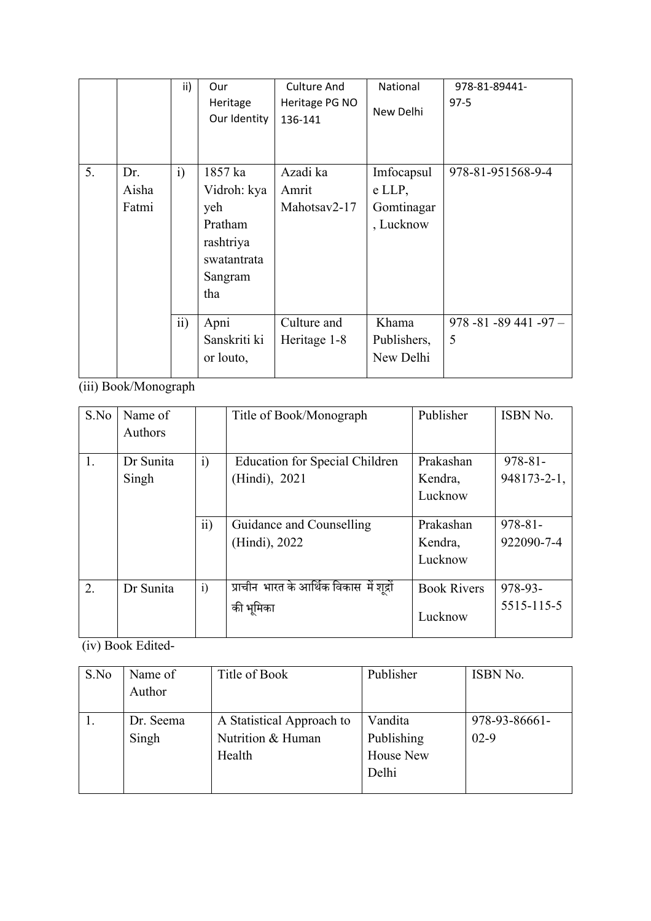|  |  | ii) | Our Heritage Our Identity | Culture And Heritage PG NO 136-141 | National New Delhi | 978-81-89441-97-5 |
|---|---|---|---|---|---|---|
| 5. | Dr. Aisha Fatmi | i) | 1857 ka Vidroh: kya yeh Pratham rashtriya swatantrata Sangram tha | Azadi ka Amrit Mahotsav2-17 | Imfocapsule LLP, Gomtinagar, Lucknow | 978-81-951568-9-4 |
|  |  | ii) | Apni Sanskriti ki or louto, | Culture and Heritage 1-8 | Khama Publishers, New Delhi | 978 -81 -89 441 -97 – 5 |

(iii) Book/Monograph

| S.No | Name of Authors |  | Title of Book/Monograph | Publisher | ISBN No. |
|---|---|---|---|---|---|
| 1. | Dr Sunita Singh | i) | Education for Special Children (Hindi), 2021 | Prakashan Kendra, Lucknow | 978-81-948173-2-1, |
|  |  | ii) | Guidance and Counselling (Hindi), 2022 | Prakashan Kendra, Lucknow | 978-81-922090-7-4 |
| 2. | Dr Sunita | i) | प्राचीन भारत के आर्थिक विकास में शूद्रों की भूमिका | Book Rivers Lucknow | 978-93-5515-115-5 |

(iv) Book Edited-

| S.No | Name of Author | Title of Book | Publisher | ISBN No. |
|---|---|---|---|---|
| 1. | Dr. Seema Singh | A Statistical Approach to Nutrition & Human Health | Vandita Publishing House New Delhi | 978-93-86661-02-9 |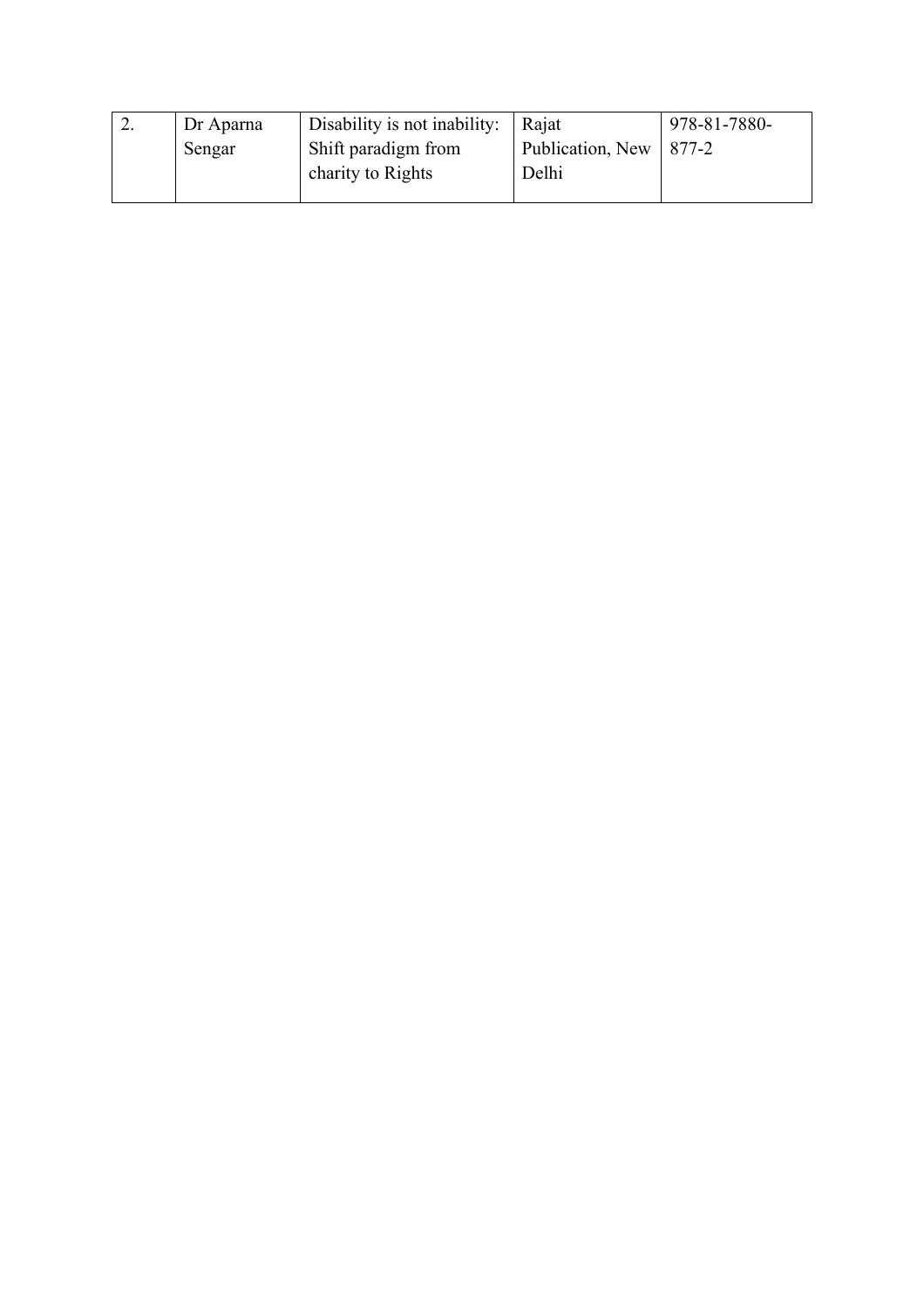| | | | | |
|---|---|---|---|---|
| 2. | Dr Aparna Sengar | Disability is not inability: Shift paradigm from charity to Rights | Rajat Publication, New Delhi | 978-81-7880-877-2 |